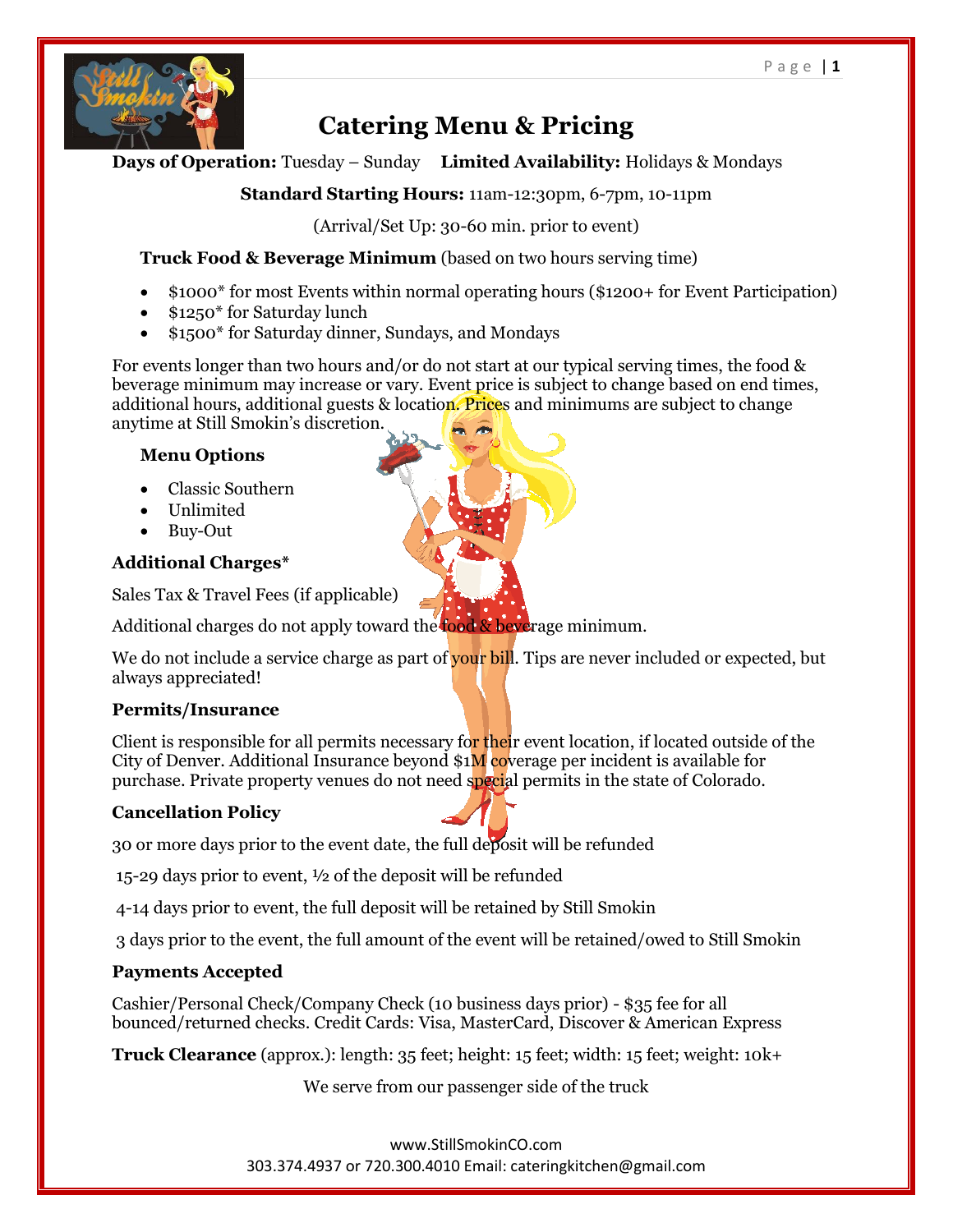# Catering Menu & Pricing

**Days of Operation:** Tuesday – Sunday **Limited Availability:** Holidays & Mondays

**Standard Starting Hours:** 11am-12:30pm, 6-7pm, 10-11pm

(Arrival/Set Up: 30-60 min. prior to event)

**Truck Food & Beverage Minimum** (based on two hours serving time)

- $1000* for most Events within normal operating hours ($1200+ for Event Participation)
- $1250* for Saturday lunch
- $1500* for Saturday dinner, Sundays, and Mondays

For events longer than two hours and/or do not start at our typical serving times, the food & beverage minimum may increase or vary. Event price is subject to change based on end times, additional hours, additional guests & location. Prices and minimums are subject to change anytime at Still Smokin's discretion.

**Menu Options**

- Classic Southern
- Unlimited
- Buy-Out

**Additional Charges***

Sales Tax & Travel Fees (if applicable)

Additional charges do not apply toward the food & beverage minimum.

We do not include a service charge as part of your bill. Tips are never included or expected, but always appreciated!

**Permits/Insurance**

Client is responsible for all permits necessary for their event location, if located outside of the City of Denver. Additional Insurance beyond $1M coverage per incident is available for purchase. Private property venues do not need special permits in the state of Colorado.

**Cancellation Policy**

30 or more days prior to the event date, the full deposit will be refunded

15-29 days prior to event, ½ of the deposit will be refunded

4-14 days prior to event, the full deposit will be retained by Still Smokin

3 days prior to the event, the full amount of the event will be retained/owed to Still Smokin

**Payments Accepted**

Cashier/Personal Check/Company Check (10 business days prior) - $35 fee for all bounced/returned checks. Credit Cards: Visa, MasterCard, Discover & American Express

**Truck Clearance** (approx.): length: 35 feet; height: 15 feet; width: 15 feet; weight: 10k+

We serve from our passenger side of the truck

www.StillSmokinCO.com
303.374.4937 or 720.300.4010 Email: cateringkitchen@gmail.com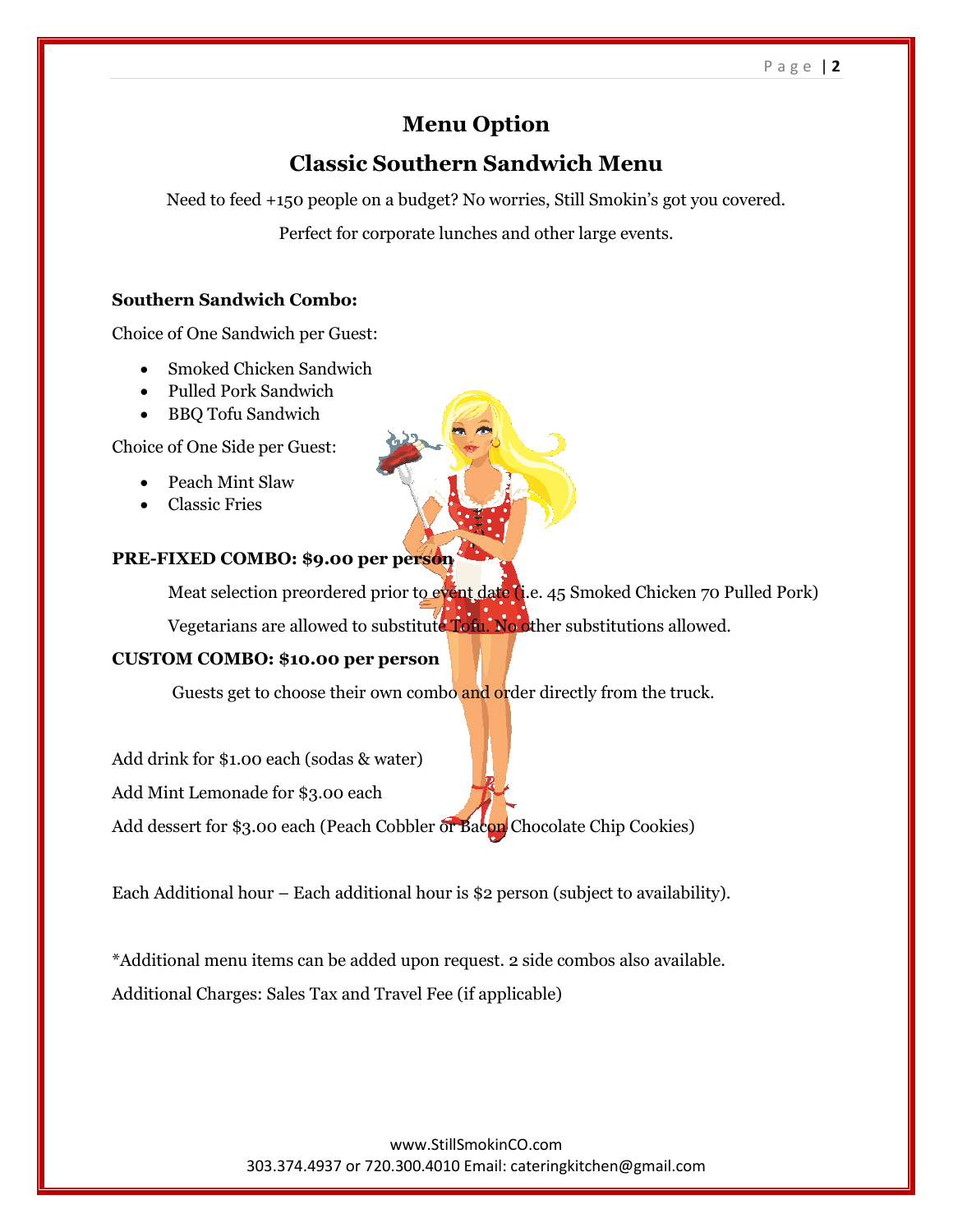# Menu Option

## Classic Southern Sandwich Menu

Need to feed +150 people on a budget? No worries, Still Smokin's got you covered.

Perfect for corporate lunches and other large events.

**Southern Sandwich Combo:**

Choice of One Sandwich per Guest:

- Smoked Chicken Sandwich
- Pulled Pork Sandwich
- BBQ Tofu Sandwich

Choice of One Side per Guest:

- Peach Mint Slaw
- Classic Fries

**PRE-FIXED COMBO: $9.00 per person**

Meat selection preordered prior to event date (i.e. 45 Smoked Chicken 70 Pulled Pork)

Vegetarians are allowed to substitute Tofu. No other substitutions allowed.

**CUSTOM COMBO: $10.00 per person**

Guests get to choose their own combo and order directly from the truck.

Add drink for $1.00 each (sodas & water)

Add Mint Lemonade for $3.00 each

Add dessert for $3.00 each (Peach Cobbler or Bacon Chocolate Chip Cookies)

Each Additional hour – Each additional hour is $2 person (subject to availability).

*Additional menu items can be added upon request. 2 side combos also available.

Additional Charges: Sales Tax and Travel Fee (if applicable)

www.StillSmokinCO.com
303.374.4937 or 720.300.4010 Email: cateringkitchen@gmail.com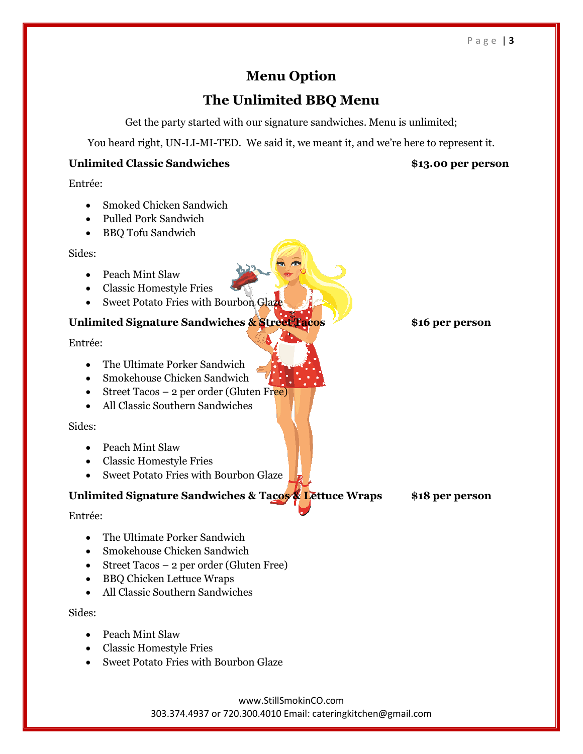# Menu Option

## The Unlimited BBQ Menu

Get the party started with our signature sandwiches. Menu is unlimited;

You heard right, UN-LI-MI-TED. We said it, we meant it, and we're here to represent it.

**Unlimited Classic Sandwiches** **$13.00 per person**

Entrée:

- Smoked Chicken Sandwich
- Pulled Pork Sandwich
- BBQ Tofu Sandwich

Sides:

- Peach Mint Slaw
- Classic Homestyle Fries
- Sweet Potato Fries with Bourbon Glaze

**Unlimited Signature Sandwiches & Street Tacos** **$16 per person**

Entrée:

- The Ultimate Porker Sandwich
- Smokehouse Chicken Sandwich
- Street Tacos – 2 per order (Gluten Free)
- All Classic Southern Sandwiches

Sides:

- Peach Mint Slaw
- Classic Homestyle Fries
- Sweet Potato Fries with Bourbon Glaze

**Unlimited Signature Sandwiches & Tacos & Lettuce Wraps** **$18 per person**

Entrée:

- The Ultimate Porker Sandwich
- Smokehouse Chicken Sandwich
- Street Tacos – 2 per order (Gluten Free)
- BBQ Chicken Lettuce Wraps
- All Classic Southern Sandwiches

Sides:

- Peach Mint Slaw
- Classic Homestyle Fries
- Sweet Potato Fries with Bourbon Glaze

www.StillSmokinCO.com
303.374.4937 or 720.300.4010 Email: cateringkitchen@gmail.com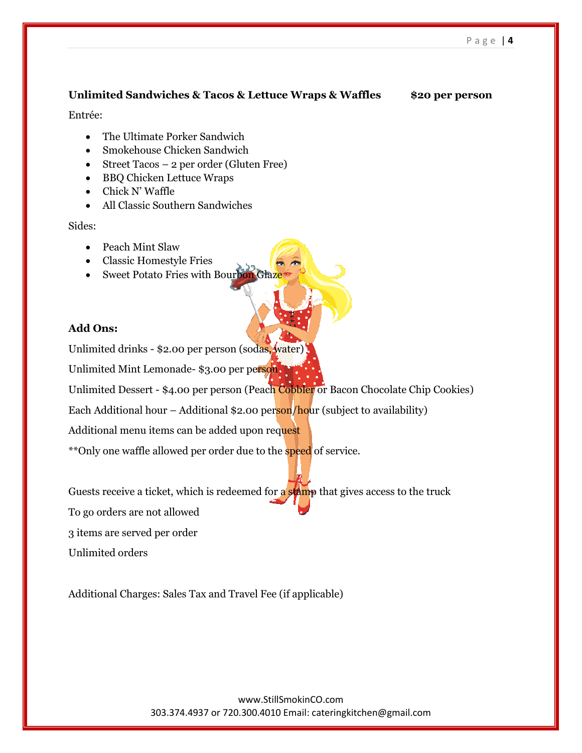**Unlimited Sandwiches & Tacos & Lettuce Wraps & Waffles** **$20 per person**

Entrée:

- The Ultimate Porker Sandwich
- Smokehouse Chicken Sandwich
- Street Tacos – 2 per order (Gluten Free)
- BBQ Chicken Lettuce Wraps
- Chick N' Waffle
- All Classic Southern Sandwiches

Sides:

- Peach Mint Slaw
- Classic Homestyle Fries
- Sweet Potato Fries with Bourbon Glaze

**Add Ons:**

Unlimited drinks - $2.00 per person (sodas, water)

Unlimited Mint Lemonade- $3.00 per person

Unlimited Dessert - $4.00 per person (Peach Cobbler or Bacon Chocolate Chip Cookies)

Each Additional hour – Additional $2.00 person/hour (subject to availability)

Additional menu items can be added upon request

**Only one waffle allowed per order due to the speed of service.

Guests receive a ticket, which is redeemed for a stamp that gives access to the truck

To go orders are not allowed

3 items are served per order

Unlimited orders

Additional Charges: Sales Tax and Travel Fee (if applicable)

www.StillSmokinCO.com
303.374.4937 or 720.300.4010 Email: cateringkitchen@gmail.com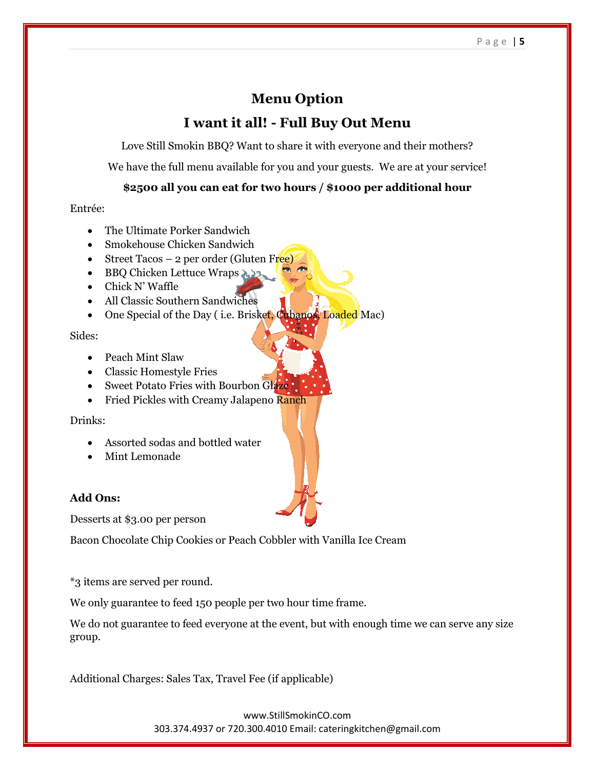# Menu Option

## I want it all! - Full Buy Out Menu

Love Still Smokin BBQ? Want to share it with everyone and their mothers?

We have the full menu available for you and your guests. We are at your service!

**$2500 all you can eat for two hours / $1000 per additional hour**

Entrée:

- The Ultimate Porker Sandwich
- Smokehouse Chicken Sandwich
- Street Tacos – 2 per order (Gluten Free)
- BBQ Chicken Lettuce Wraps
- Chick N' Waffle
- All Classic Southern Sandwiches
- One Special of the Day ( i.e. Brisket, Cubanos, Loaded Mac)

Sides:

- Peach Mint Slaw
- Classic Homestyle Fries
- Sweet Potato Fries with Bourbon Glaze
- Fried Pickles with Creamy Jalapeno Ranch

Drinks:

- Assorted sodas and bottled water
- Mint Lemonade

**Add Ons:**

Desserts at $3.00 per person

Bacon Chocolate Chip Cookies or Peach Cobbler with Vanilla Ice Cream

*3 items are served per round.

We only guarantee to feed 150 people per two hour time frame.

We do not guarantee to feed everyone at the event, but with enough time we can serve any size group.

Additional Charges: Sales Tax, Travel Fee (if applicable)

www.StillSmokinCO.com
303.374.4937 or 720.300.4010 Email: cateringkitchen@gmail.com